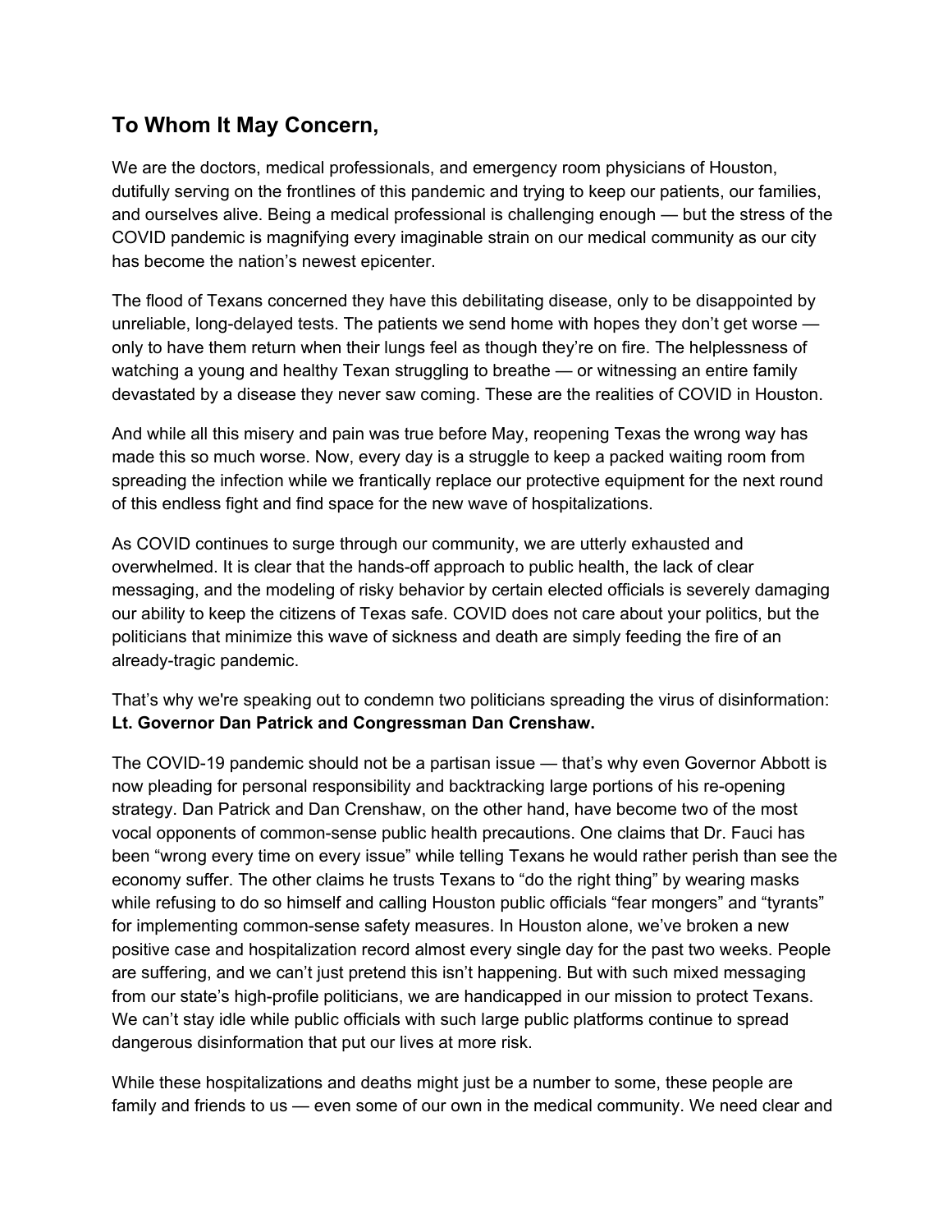## To Whom It May Concern,

We are the doctors, medical professionals, and emergency room physicians of Houston, dutifully serving on the frontlines of this pandemic and trying to keep our patients, our families, and ourselves alive. Being a medical professional is challenging enough — but the stress of the COVID pandemic is magnifying every imaginable strain on our medical community as our city has become the nation's newest epicenter.

The flood of Texans concerned they have this debilitating disease, only to be disappointed by unreliable, long-delayed tests. The patients we send home with hopes they don't get worse — only to have them return when their lungs feel as though they're on fire. The helplessness of watching a young and healthy Texan struggling to breathe — or witnessing an entire family devastated by a disease they never saw coming. These are the realities of COVID in Houston.

And while all this misery and pain was true before May, reopening Texas the wrong way has made this so much worse. Now, every day is a struggle to keep a packed waiting room from spreading the infection while we frantically replace our protective equipment for the next round of this endless fight and find space for the new wave of hospitalizations.

As COVID continues to surge through our community, we are utterly exhausted and overwhelmed. It is clear that the hands-off approach to public health, the lack of clear messaging, and the modeling of risky behavior by certain elected officials is severely damaging our ability to keep the citizens of Texas safe. COVID does not care about your politics, but the politicians that minimize this wave of sickness and death are simply feeding the fire of an already-tragic pandemic.

That's why we're speaking out to condemn two politicians spreading the virus of disinformation: **Lt. Governor Dan Patrick and Congressman Dan Crenshaw.**

The COVID-19 pandemic should not be a partisan issue — that's why even Governor Abbott is now pleading for personal responsibility and backtracking large portions of his re-opening strategy. Dan Patrick and Dan Crenshaw, on the other hand, have become two of the most vocal opponents of common-sense public health precautions. One claims that Dr. Fauci has been "wrong every time on every issue" while telling Texans he would rather perish than see the economy suffer. The other claims he trusts Texans to "do the right thing" by wearing masks while refusing to do so himself and calling Houston public officials "fear mongers" and "tyrants" for implementing common-sense safety measures. In Houston alone, we've broken a new positive case and hospitalization record almost every single day for the past two weeks. People are suffering, and we can't just pretend this isn't happening. But with such mixed messaging from our state's high-profile politicians, we are handicapped in our mission to protect Texans. We can't stay idle while public officials with such large public platforms continue to spread dangerous disinformation that put our lives at more risk.

While these hospitalizations and deaths might just be a number to some, these people are family and friends to us — even some of our own in the medical community. We need clear and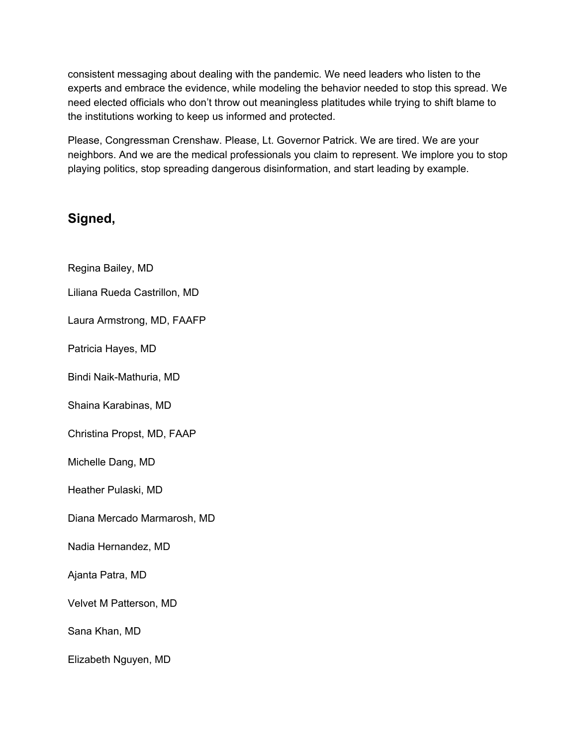consistent messaging about dealing with the pandemic. We need leaders who listen to the experts and embrace the evidence, while modeling the behavior needed to stop this spread. We need elected officials who don't throw out meaningless platitudes while trying to shift blame to the institutions working to keep us informed and protected.

Please, Congressman Crenshaw. Please, Lt. Governor Patrick. We are tired. We are your neighbors. And we are the medical professionals you claim to represent. We implore you to stop playing politics, stop spreading dangerous disinformation, and start leading by example.

## Signed,

Regina Bailey, MD

Liliana Rueda Castrillon, MD

Laura Armstrong, MD, FAAFP

Patricia Hayes, MD

Bindi Naik-Mathuria, MD

Shaina Karabinas, MD

Christina Propst, MD, FAAP

Michelle Dang, MD

Heather Pulaski, MD

Diana Mercado Marmarosh, MD

Nadia Hernandez, MD

Ajanta Patra, MD

Velvet M Patterson, MD

Sana Khan, MD

Elizabeth Nguyen, MD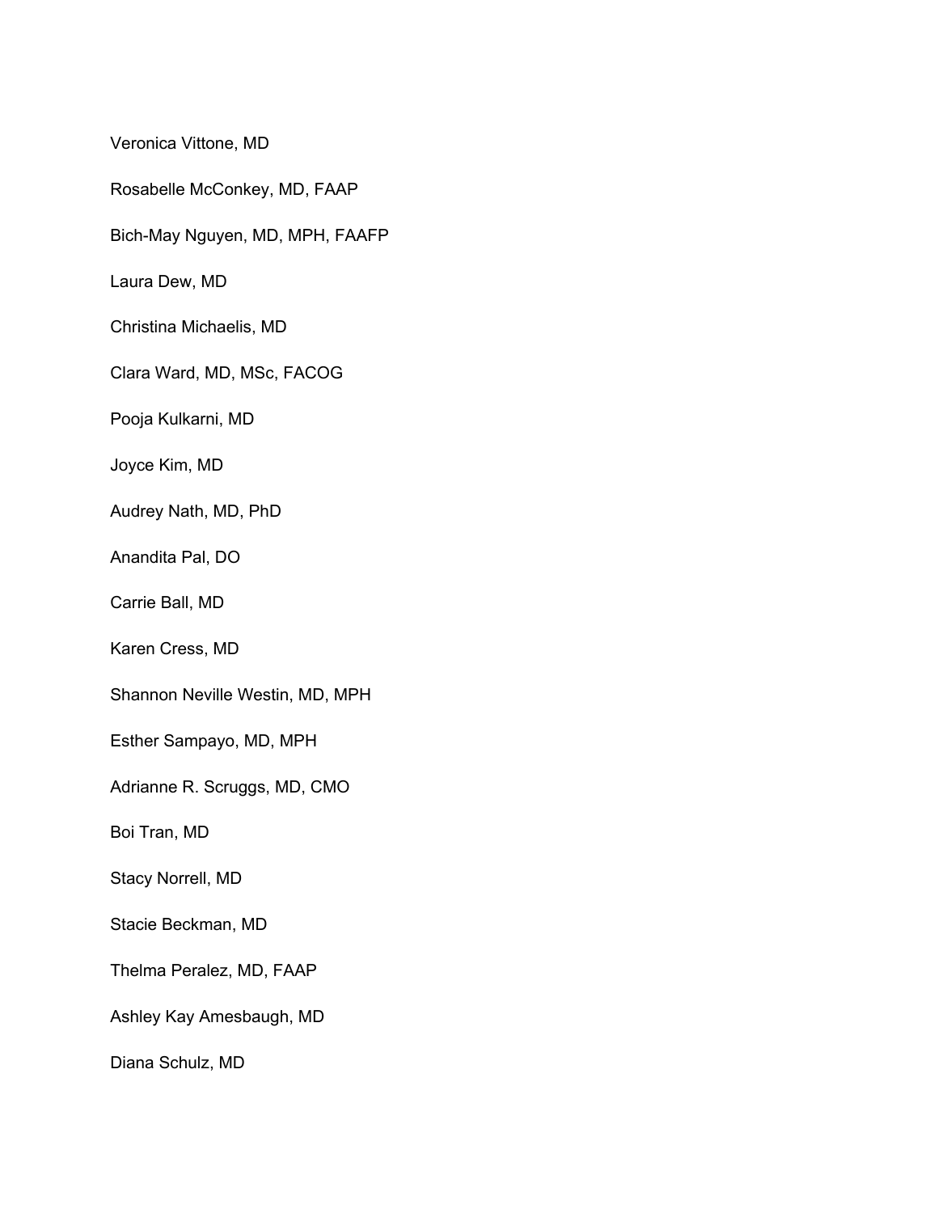Veronica Vittone, MD

Rosabelle McConkey, MD, FAAP

Bich-May Nguyen, MD, MPH, FAAFP

Laura Dew, MD

Christina Michaelis, MD

Clara Ward, MD, MSc, FACOG

Pooja Kulkarni, MD

Joyce Kim, MD

Audrey Nath, MD, PhD

Anandita Pal, DO

Carrie Ball, MD

Karen Cress, MD

Shannon Neville Westin, MD, MPH

Esther Sampayo, MD, MPH

Adrianne R. Scruggs, MD, CMO

Boi Tran, MD

Stacy Norrell, MD

Stacie Beckman, MD

Thelma Peralez, MD, FAAP

Ashley Kay Amesbaugh, MD

Diana Schulz, MD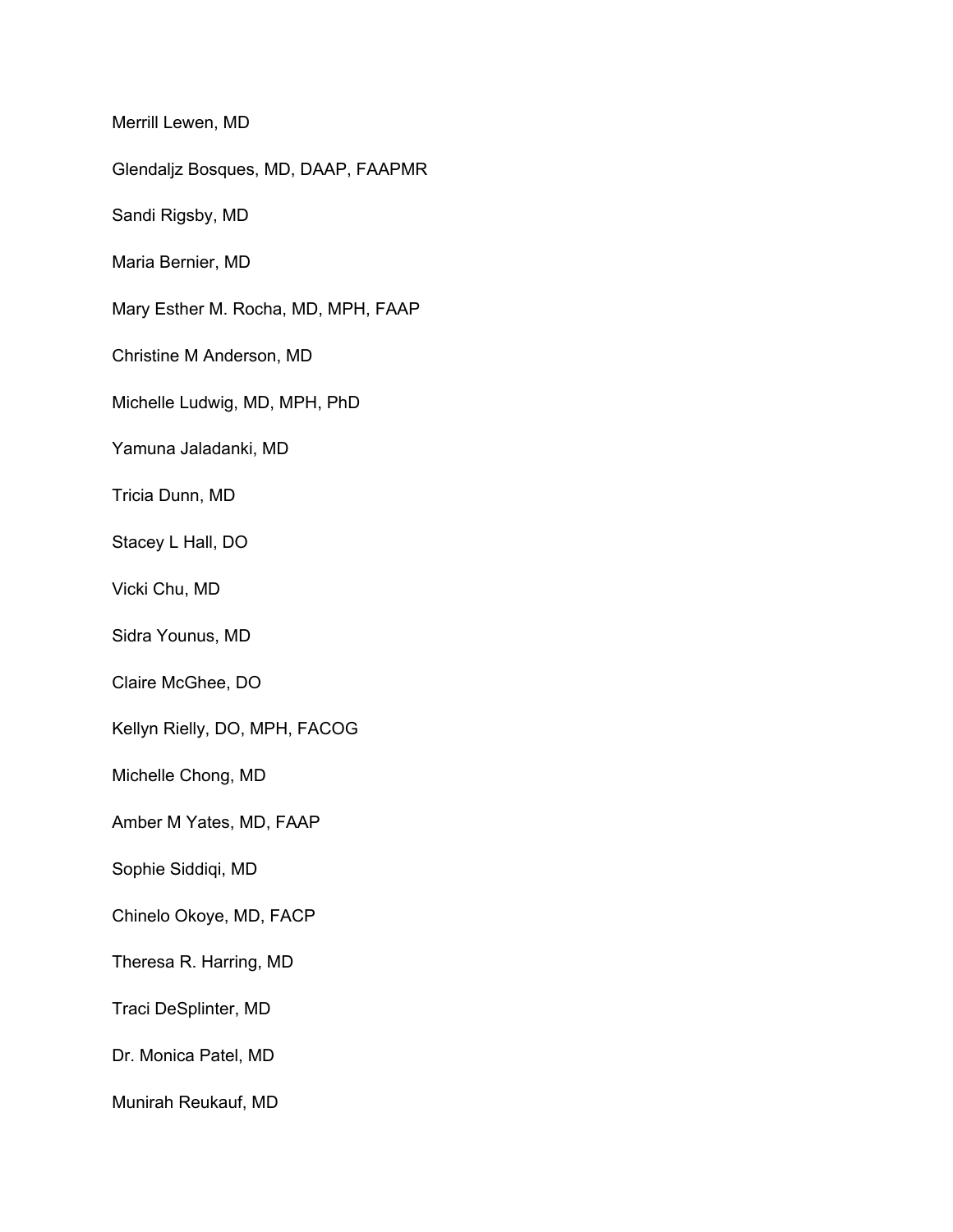Merrill Lewen, MD

Glendaljz Bosques, MD, DAAP, FAAPMR

Sandi Rigsby, MD

Maria Bernier, MD

Mary Esther M. Rocha, MD, MPH, FAAP

Christine M Anderson, MD

Michelle Ludwig, MD, MPH, PhD

Yamuna Jaladanki, MD

Tricia Dunn, MD

Stacey L Hall, DO

Vicki Chu, MD

Sidra Younus, MD

Claire McGhee, DO

Kellyn Rielly, DO, MPH, FACOG

Michelle Chong, MD

Amber M Yates, MD, FAAP

Sophie Siddiqi, MD

Chinelo Okoye, MD, FACP

Theresa R. Harring, MD

Traci DeSplinter, MD

Dr. Monica Patel, MD

Munirah Reukauf, MD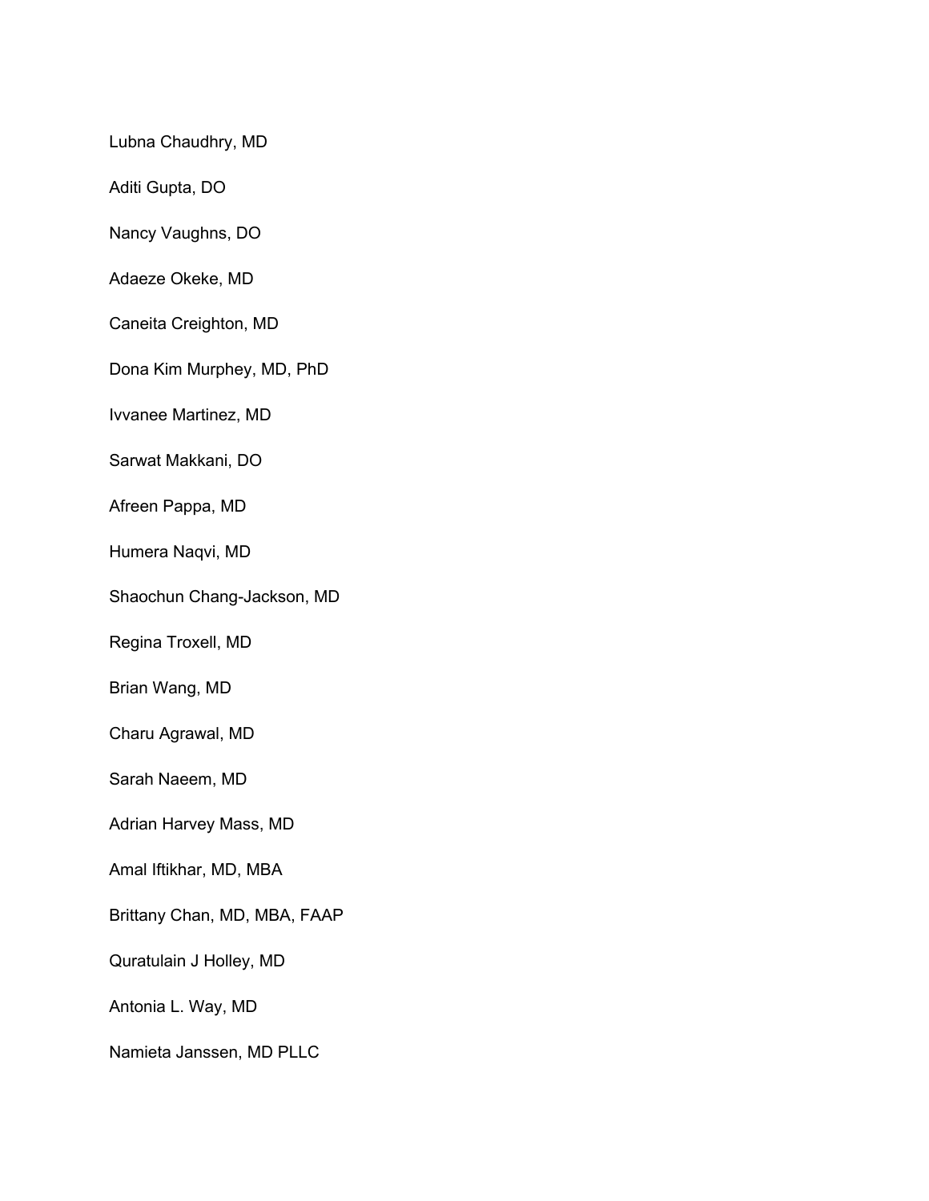Lubna Chaudhry, MD

Aditi Gupta, DO

Nancy Vaughns, DO

Adaeze Okeke, MD

Caneita Creighton, MD

Dona Kim Murphey, MD, PhD

Ivvanee Martinez, MD

Sarwat Makkani, DO

Afreen Pappa, MD

Humera Naqvi, MD

Shaochun Chang-Jackson, MD

Regina Troxell, MD

Brian Wang, MD

Charu Agrawal, MD

Sarah Naeem, MD

Adrian Harvey Mass, MD

Amal Iftikhar, MD, MBA

Brittany Chan, MD, MBA, FAAP

Quratulain J Holley, MD

Antonia L. Way, MD

Namieta Janssen, MD PLLC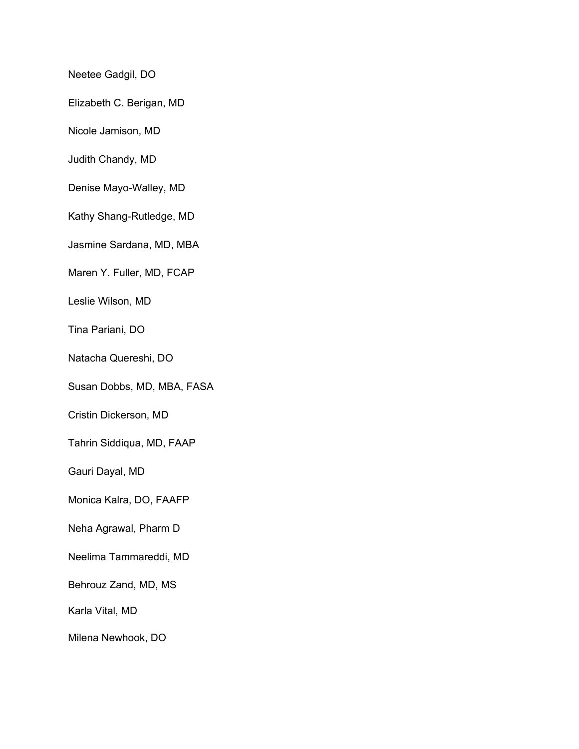Neetee Gadgil, DO

Elizabeth C. Berigan, MD

Nicole Jamison, MD

Judith Chandy, MD

Denise Mayo-Walley, MD

Kathy Shang-Rutledge, MD

Jasmine Sardana, MD, MBA

Maren Y. Fuller, MD, FCAP

Leslie Wilson, MD

Tina Pariani, DO

Natacha Quereshi, DO

Susan Dobbs, MD, MBA, FASA

Cristin Dickerson, MD

Tahrin Siddiqua, MD, FAAP

Gauri Dayal, MD

Monica Kalra, DO, FAAFP

Neha Agrawal, Pharm D

Neelima Tammareddi, MD

Behrouz Zand, MD, MS

Karla Vital, MD

Milena Newhook, DO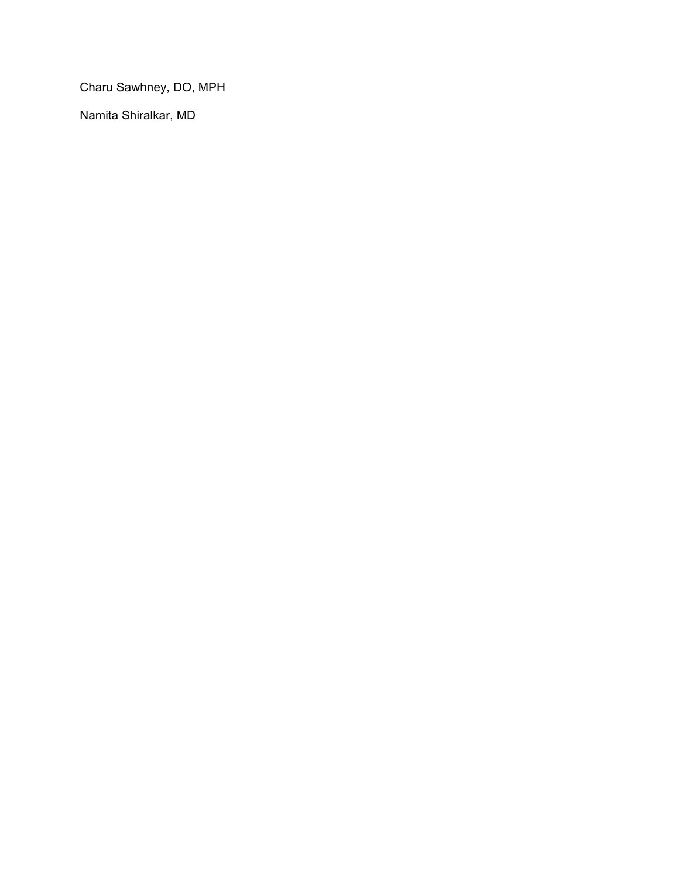Charu Sawhney, DO, MPH

Namita Shiralkar, MD